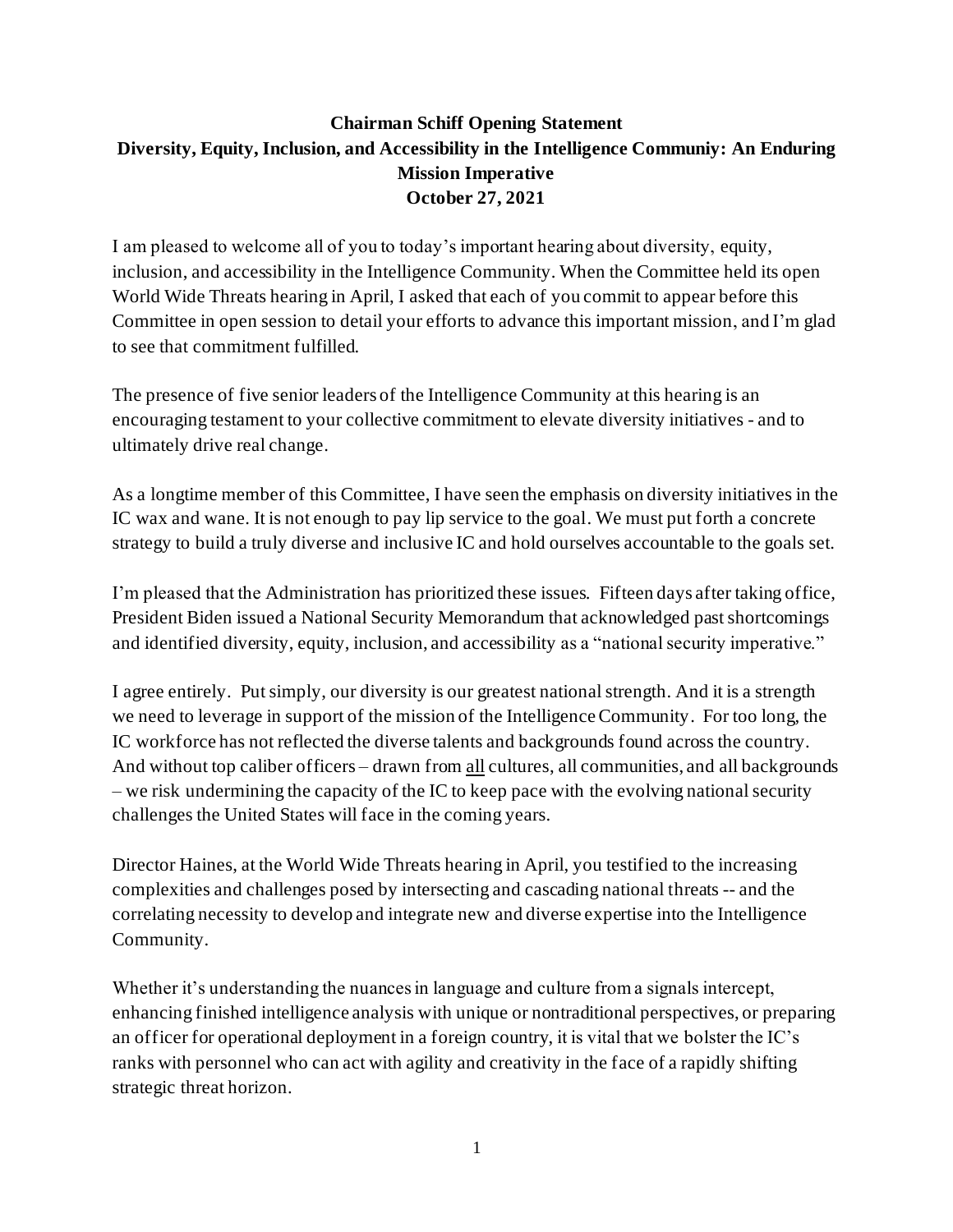**Chairman Schiff Opening Statement**
**Diversity, Equity, Inclusion, and Accessibility in the Intelligence Communiy: An Enduring Mission Imperative**
**October 27, 2021**

I am pleased to welcome all of you to today's important hearing about diversity, equity, inclusion, and accessibility in the Intelligence Community. When the Committee held its open World Wide Threats hearing in April, I asked that each of you commit to appear before this Committee in open session to detail your efforts to advance this important mission, and I'm glad to see that commitment fulfilled.

The presence of five senior leaders of the Intelligence Community at this hearing is an encouraging testament to your collective commitment to elevate diversity initiatives - and to ultimately drive real change.

As a longtime member of this Committee, I have seen the emphasis on diversity initiatives in the IC wax and wane. It is not enough to pay lip service to the goal. We must put forth a concrete strategy to build a truly diverse and inclusive IC and hold ourselves accountable to the goals set.

I'm pleased that the Administration has prioritized these issues. Fifteen days after taking office, President Biden issued a National Security Memorandum that acknowledged past shortcomings and identified diversity, equity, inclusion, and accessibility as a "national security imperative."

I agree entirely. Put simply, our diversity is our greatest national strength. And it is a strength we need to leverage in support of the mission of the Intelligence Community. For too long, the IC workforce has not reflected the diverse talents and backgrounds found across the country. And without top caliber officers – drawn from all cultures, all communities, and all backgrounds – we risk undermining the capacity of the IC to keep pace with the evolving national security challenges the United States will face in the coming years.

Director Haines, at the World Wide Threats hearing in April, you testified to the increasing complexities and challenges posed by intersecting and cascading national threats -- and the correlating necessity to develop and integrate new and diverse expertise into the Intelligence Community.

Whether it's understanding the nuances in language and culture from a signals intercept, enhancing finished intelligence analysis with unique or nontraditional perspectives, or preparing an officer for operational deployment in a foreign country, it is vital that we bolster the IC's ranks with personnel who can act with agility and creativity in the face of a rapidly shifting strategic threat horizon.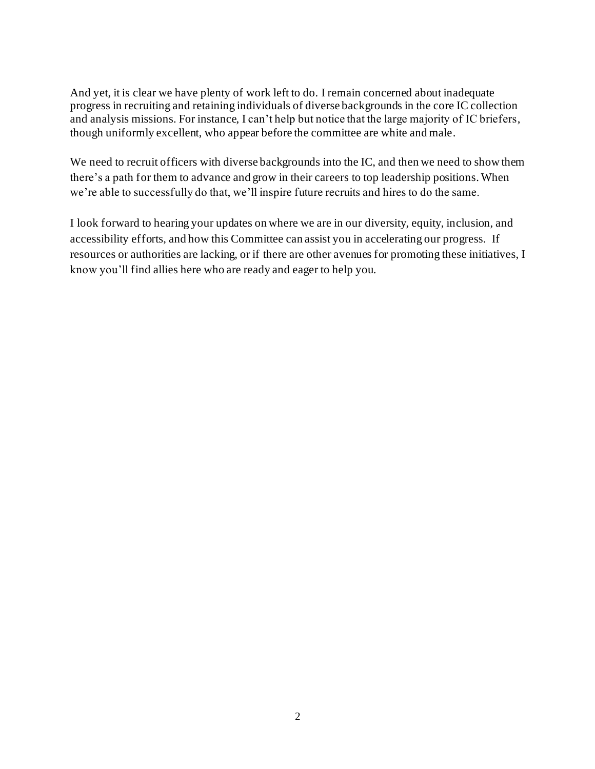And yet, it is clear we have plenty of work left to do. I remain concerned about inadequate progress in recruiting and retaining individuals of diverse backgrounds in the core IC collection and analysis missions. For instance, I can't help but notice that the large majority of IC briefers, though uniformly excellent, who appear before the committee are white and male.

We need to recruit officers with diverse backgrounds into the IC, and then we need to show them there's a path for them to advance and grow in their careers to top leadership positions. When we're able to successfully do that, we'll inspire future recruits and hires to do the same.

I look forward to hearing your updates on where we are in our diversity, equity, inclusion, and accessibility efforts, and how this Committee can assist you in accelerating our progress. If resources or authorities are lacking, or if there are other avenues for promoting these initiatives, I know you'll find allies here who are ready and eager to help you.